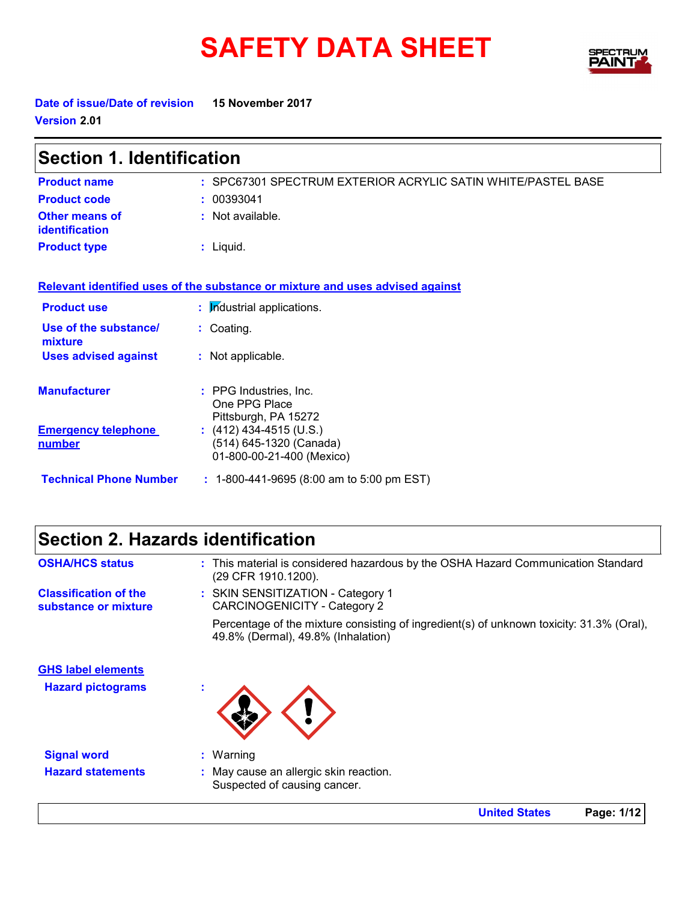# SAFETY DATA SHEET

**Date of issue/Date of revision** 15 November 2017

**Version** 2.01

## Section 1. Identification

**Product name** : SPC67301 SPECTRUM EXTERIOR ACRYLIC SATIN WHITE/PASTEL BASE

**Product code** : 00393041

**Other means of identification** : Not available.

**Product type** : Liquid.

**Relevant identified uses of the substance or mixture and uses advised against**

**Product use** : Industrial applications.

**Use of the substance/ mixture** : Coating.

**Uses advised against** : Not applicable.

**Manufacturer** : PPG Industries, Inc.
One PPG Place
Pittsburgh, PA 15272

**Emergency telephone number** : (412) 434-4515 (U.S.)
(514) 645-1320 (Canada)
01-800-00-21-400 (Mexico)

**Technical Phone Number** : 1-800-441-9695 (8:00 am to 5:00 pm EST)

## Section 2. Hazards identification

**OSHA/HCS status** : This material is considered hazardous by the OSHA Hazard Communication Standard (29 CFR 1910.1200).

**Classification of the substance or mixture** : SKIN SENSITIZATION - Category 1
CARCINOGENICITY - Category 2

Percentage of the mixture consisting of ingredient(s) of unknown toxicity: 31.3% (Oral), 49.8% (Dermal), 49.8% (Inhalation)

**GHS label elements**

**Hazard pictograms** :

**Signal word** : Warning

**Hazard statements** : May cause an allergic skin reaction.
Suspected of causing cancer.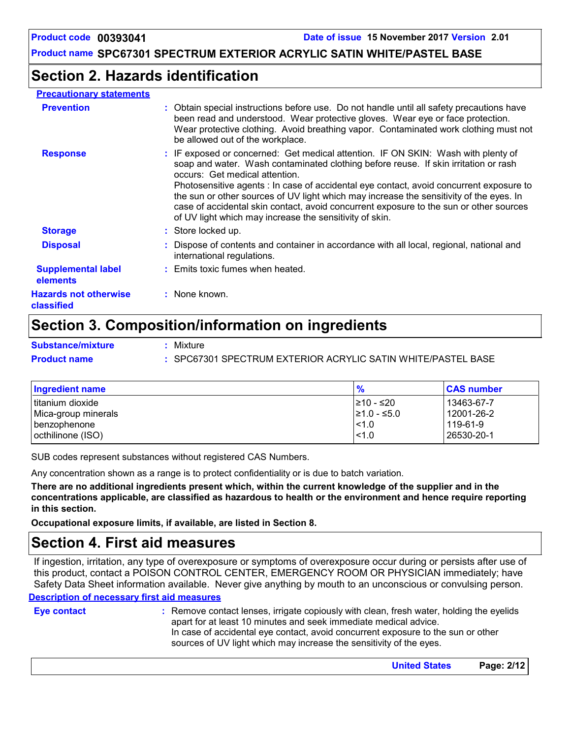## Section 2. Hazards identification

**Precautionary statements**

**Prevention** : Obtain special instructions before use. Do not handle until all safety precautions have been read and understood. Wear protective gloves. Wear eye or face protection. Wear protective clothing. Avoid breathing vapor. Contaminated work clothing must not be allowed out of the workplace.

**Response** : IF exposed or concerned: Get medical attention. IF ON SKIN: Wash with plenty of soap and water. Wash contaminated clothing before reuse. If skin irritation or rash occurs: Get medical attention.
Photosensitive agents : In case of accidental eye contact, avoid concurrent exposure to the sun or other sources of UV light which may increase the sensitivity of the eyes. In case of accidental skin contact, avoid concurrent exposure to the sun or other sources of UV light which may increase the sensitivity of skin.

**Storage** : Store locked up.

**Disposal** : Dispose of contents and container in accordance with all local, regional, national and international regulations.

**Supplemental label elements** : Emits toxic fumes when heated.

**Hazards not otherwise classified** : None known.

## Section 3. Composition/information on ingredients

**Substance/mixture** : Mixture

**Product name** : SPC67301 SPECTRUM EXTERIOR ACRYLIC SATIN WHITE/PASTEL BASE

| Ingredient name | % | CAS number |
|---|---|---|
| titanium dioxide | ≥10 - ≤20 | 13463-67-7 |
| Mica-group minerals | ≥1.0 - ≤5.0 | 12001-26-2 |
| benzophenone | <1.0 | 119-61-9 |
| octhilinone (ISO) | <1.0 | 26530-20-1 |

SUB codes represent substances without registered CAS Numbers.

Any concentration shown as a range is to protect confidentiality or is due to batch variation.

**There are no additional ingredients present which, within the current knowledge of the supplier and in the concentrations applicable, are classified as hazardous to health or the environment and hence require reporting in this section.**

**Occupational exposure limits, if available, are listed in Section 8.**

## Section 4. First aid measures

If ingestion, irritation, any type of overexposure or symptoms of overexposure occur during or persists after use of this product, contact a POISON CONTROL CENTER, EMERGENCY ROOM OR PHYSICIAN immediately; have Safety Data Sheet information available. Never give anything by mouth to an unconscious or convulsing person.

**Description of necessary first aid measures**

**Eye contact** : Remove contact lenses, irrigate copiously with clean, fresh water, holding the eyelids apart for at least 10 minutes and seek immediate medical advice.
In case of accidental eye contact, avoid concurrent exposure to the sun or other sources of UV light which may increase the sensitivity of the eyes.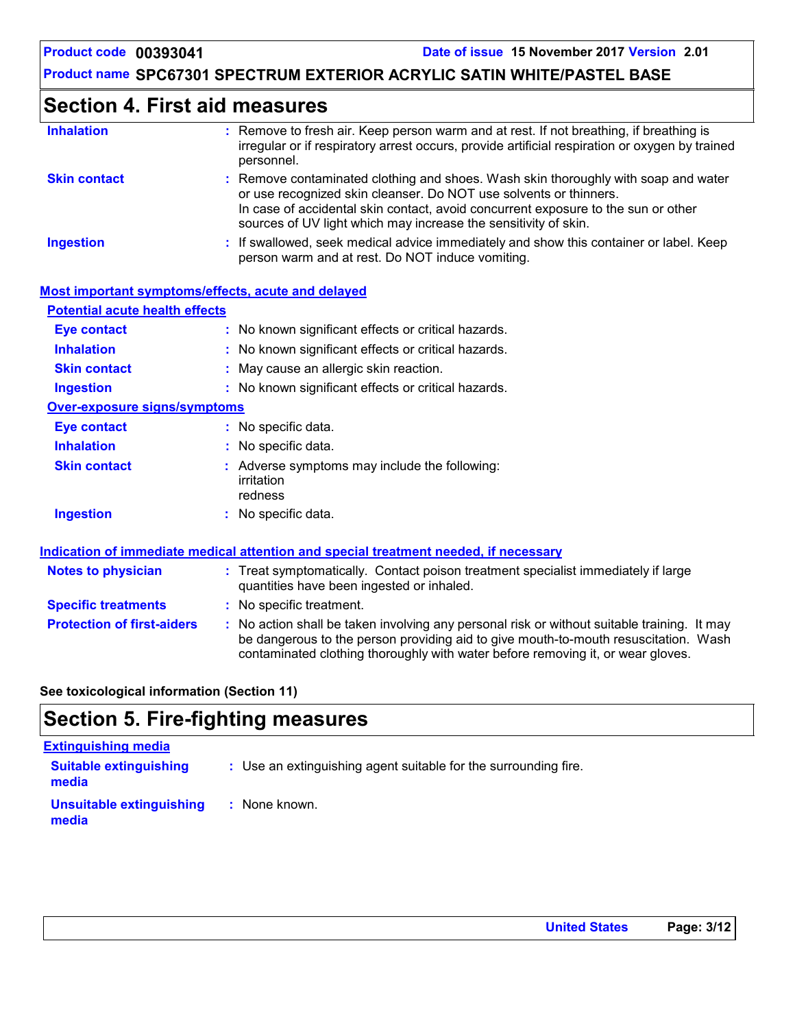## Section 4. First aid measures

**Inhalation** : Remove to fresh air. Keep person warm and at rest. If not breathing, if breathing is irregular or if respiratory arrest occurs, provide artificial respiration or oxygen by trained personnel.

**Skin contact** : Remove contaminated clothing and shoes. Wash skin thoroughly with soap and water or use recognized skin cleanser. Do NOT use solvents or thinners.
In case of accidental skin contact, avoid concurrent exposure to the sun or other sources of UV light which may increase the sensitivity of skin.

**Ingestion** : If swallowed, seek medical advice immediately and show this container or label. Keep person warm and at rest. Do NOT induce vomiting.

### Most important symptoms/effects, acute and delayed

#### Potential acute health effects

**Eye contact** : No known significant effects or critical hazards.

**Inhalation** : No known significant effects or critical hazards.

**Skin contact** : May cause an allergic skin reaction.

**Ingestion** : No known significant effects or critical hazards.

#### Over-exposure signs/symptoms

**Eye contact** : No specific data.

**Inhalation** : No specific data.

**Skin contact** : Adverse symptoms may include the following:
irritation
redness

**Ingestion** : No specific data.

### Indication of immediate medical attention and special treatment needed, if necessary

**Notes to physician** : Treat symptomatically. Contact poison treatment specialist immediately if large quantities have been ingested or inhaled.

**Specific treatments** : No specific treatment.

**Protection of first-aiders** : No action shall be taken involving any personal risk or without suitable training. It may be dangerous to the person providing aid to give mouth-to-mouth resuscitation. Wash contaminated clothing thoroughly with water before removing it, or wear gloves.

**See toxicological information (Section 11)**

## Section 5. Fire-fighting measures

### Extinguishing media

**Suitable extinguishing media** : Use an extinguishing agent suitable for the surrounding fire.

**Unsuitable extinguishing media** : None known.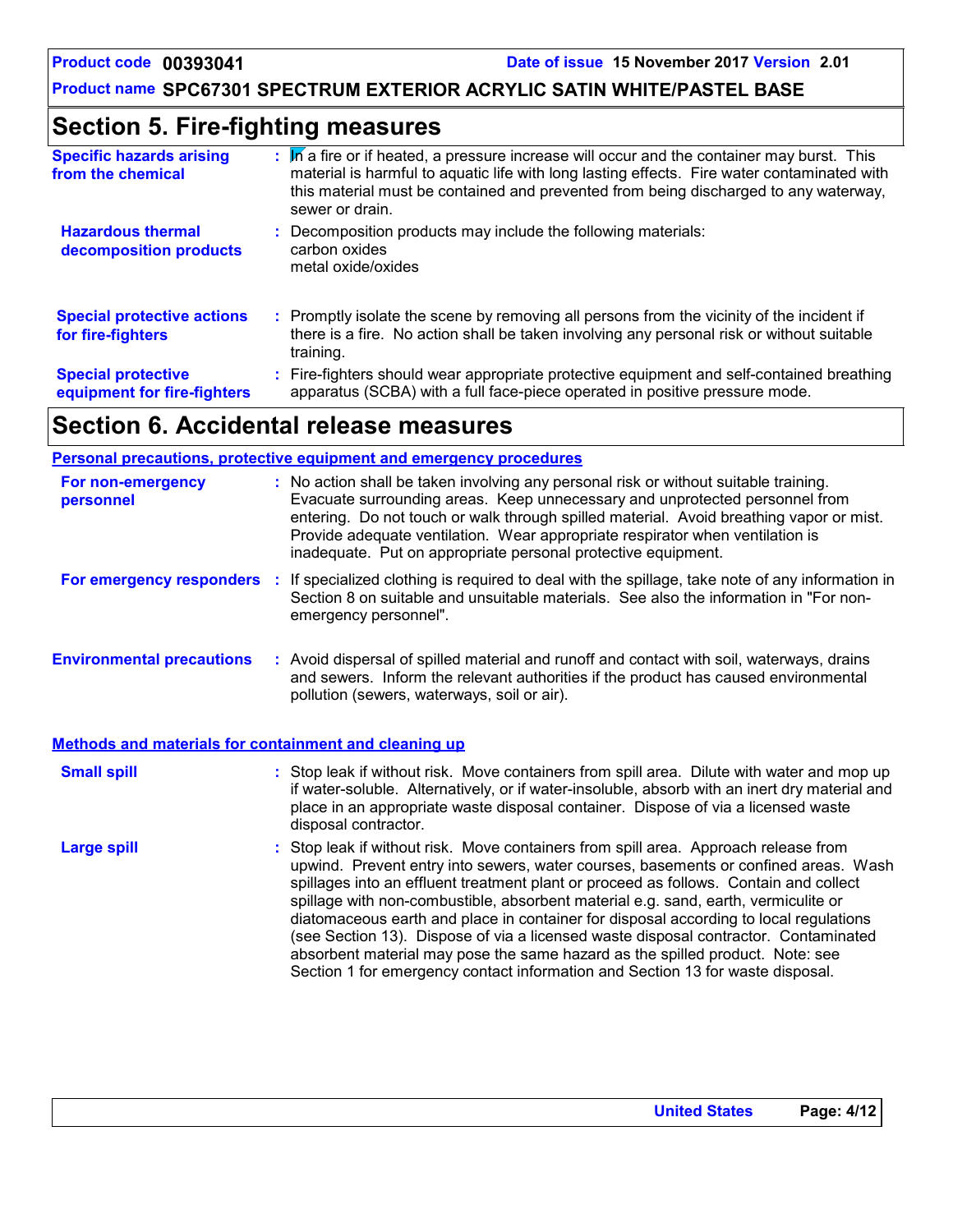## Section 5. Fire-fighting measures

**Specific hazards arising from the chemical** : In a fire or if heated, a pressure increase will occur and the container may burst. This material is harmful to aquatic life with long lasting effects. Fire water contaminated with this material must be contained and prevented from being discharged to any waterway, sewer or drain.

**Hazardous thermal decomposition products** : Decomposition products may include the following materials:
carbon oxides
metal oxide/oxides

**Special protective actions for fire-fighters** : Promptly isolate the scene by removing all persons from the vicinity of the incident if there is a fire. No action shall be taken involving any personal risk or without suitable training.

**Special protective equipment for fire-fighters** : Fire-fighters should wear appropriate protective equipment and self-contained breathing apparatus (SCBA) with a full face-piece operated in positive pressure mode.

## Section 6. Accidental release measures

### Personal precautions, protective equipment and emergency procedures

**For non-emergency personnel** : No action shall be taken involving any personal risk or without suitable training. Evacuate surrounding areas. Keep unnecessary and unprotected personnel from entering. Do not touch or walk through spilled material. Avoid breathing vapor or mist. Provide adequate ventilation. Wear appropriate respirator when ventilation is inadequate. Put on appropriate personal protective equipment.

**For emergency responders** : If specialized clothing is required to deal with the spillage, take note of any information in Section 8 on suitable and unsuitable materials. See also the information in "For non-emergency personnel".

**Environmental precautions** : Avoid dispersal of spilled material and runoff and contact with soil, waterways, drains and sewers. Inform the relevant authorities if the product has caused environmental pollution (sewers, waterways, soil or air).

### Methods and materials for containment and cleaning up

**Small spill** : Stop leak if without risk. Move containers from spill area. Dilute with water and mop up if water-soluble. Alternatively, or if water-insoluble, absorb with an inert dry material and place in an appropriate waste disposal container. Dispose of via a licensed waste disposal contractor.

**Large spill** : Stop leak if without risk. Move containers from spill area. Approach release from upwind. Prevent entry into sewers, water courses, basements or confined areas. Wash spillages into an effluent treatment plant or proceed as follows. Contain and collect spillage with non-combustible, absorbent material e.g. sand, earth, vermiculite or diatomaceous earth and place in container for disposal according to local regulations (see Section 13). Dispose of via a licensed waste disposal contractor. Contaminated absorbent material may pose the same hazard as the spilled product. Note: see Section 1 for emergency contact information and Section 13 for waste disposal.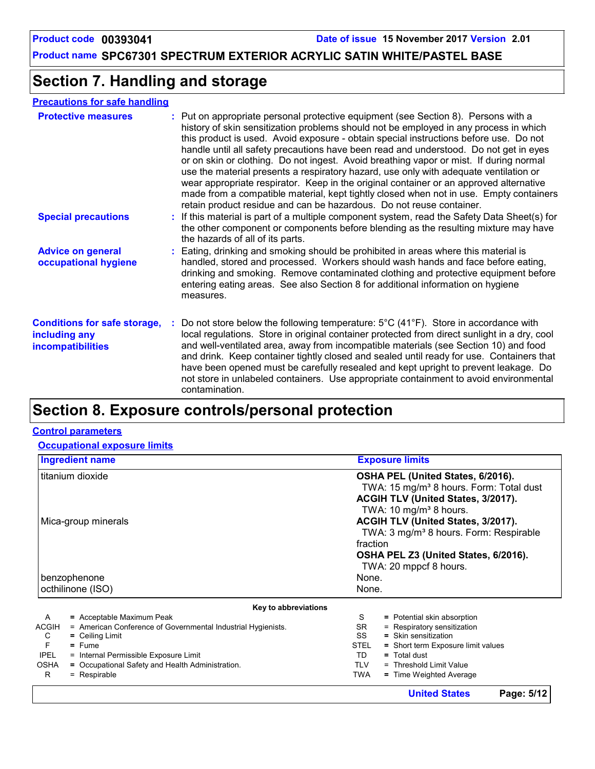# Section 7. Handling and storage

**Precautions for safe handling**

**Protective measures** : Put on appropriate personal protective equipment (see Section 8). Persons with a history of skin sensitization problems should not be employed in any process in which this product is used. Avoid exposure - obtain special instructions before use. Do not handle until all safety precautions have been read and understood. Do not get in eyes or on skin or clothing. Do not ingest. Avoid breathing vapor or mist. If during normal use the material presents a respiratory hazard, use only with adequate ventilation or wear appropriate respirator. Keep in the original container or an approved alternative made from a compatible material, kept tightly closed when not in use. Empty containers retain product residue and can be hazardous. Do not reuse container.

**Special precautions** : If this material is part of a multiple component system, read the Safety Data Sheet(s) for the other component or components before blending as the resulting mixture may have the hazards of all of its parts.

**Advice on general occupational hygiene** : Eating, drinking and smoking should be prohibited in areas where this material is handled, stored and processed. Workers should wash hands and face before eating, drinking and smoking. Remove contaminated clothing and protective equipment before entering eating areas. See also Section 8 for additional information on hygiene measures.

**Conditions for safe storage, including any incompatibilities** : Do not store below the following temperature: 5°C (41°F). Store in accordance with local regulations. Store in original container protected from direct sunlight in a dry, cool and well-ventilated area, away from incompatible materials (see Section 10) and food and drink. Keep container tightly closed and sealed until ready for use. Containers that have been opened must be carefully resealed and kept upright to prevent leakage. Do not store in unlabeled containers. Use appropriate containment to avoid environmental contamination.

# Section 8. Exposure controls/personal protection

**Control parameters**

**Occupational exposure limits**

| Ingredient name | Exposure limits |
|---|---|
| titanium dioxide | **OSHA PEL (United States, 6/2016).** TWA: 15 mg/m³ 8 hours. Form: Total dust<br>**ACGIH TLV (United States, 3/2017).** TWA: 10 mg/m³ 8 hours. |
| Mica-group minerals | **ACGIH TLV (United States, 3/2017).** TWA: 3 mg/m³ 8 hours. Form: Respirable fraction<br>**OSHA PEL Z3 (United States, 6/2016).** TWA: 20 mppcf 8 hours. |
| benzophenone | None. |
| octhilinone (ISO) | None. |

**Key to abbreviations**

| | | | |
|---|---|---|---|
| A | = Acceptable Maximum Peak | S | = Potential skin absorption |
| ACGIH | = American Conference of Governmental Industrial Hygienists. | SR | = Respiratory sensitization |
| C | = Ceiling Limit | SS | = Skin sensitization |
| F | = Fume | STEL | = Short term Exposure limit values |
| IPEL | = Internal Permissible Exposure Limit | TD | = Total dust |
| OSHA | = Occupational Safety and Health Administration. | TLV | = Threshold Limit Value |
| R | = Respirable | TWA | = Time Weighted Average |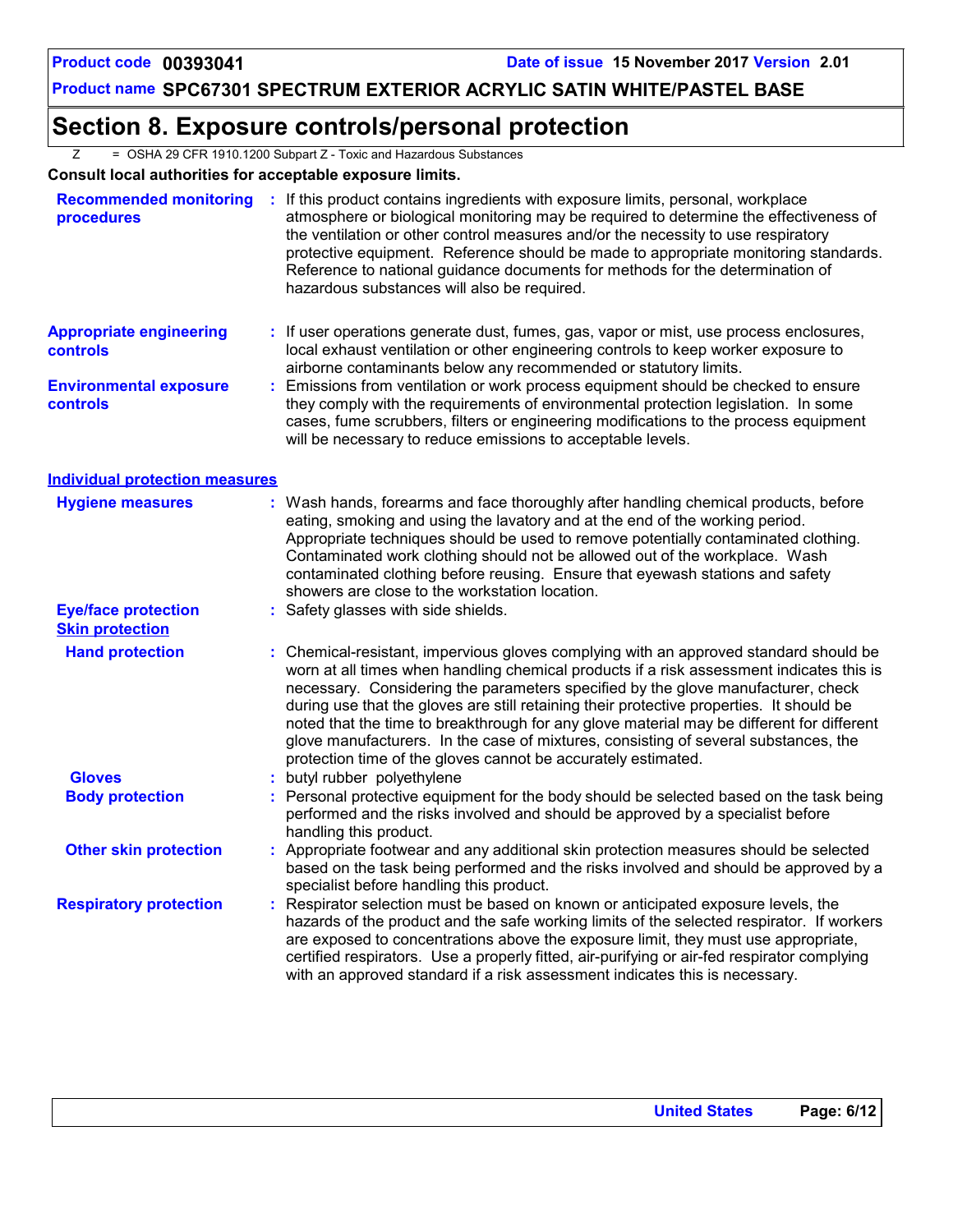## Section 8. Exposure controls/personal protection

Z = OSHA 29 CFR 1910.1200 Subpart Z - Toxic and Hazardous Substances

**Consult local authorities for acceptable exposure limits.**

**Recommended monitoring procedures** : If this product contains ingredients with exposure limits, personal, workplace atmosphere or biological monitoring may be required to determine the effectiveness of the ventilation or other control measures and/or the necessity to use respiratory protective equipment. Reference should be made to appropriate monitoring standards. Reference to national guidance documents for methods for the determination of hazardous substances will also be required.

**Appropriate engineering controls** : If user operations generate dust, fumes, gas, vapor or mist, use process enclosures, local exhaust ventilation or other engineering controls to keep worker exposure to airborne contaminants below any recommended or statutory limits.

**Environmental exposure controls** : Emissions from ventilation or work process equipment should be checked to ensure they comply with the requirements of environmental protection legislation. In some cases, fume scrubbers, filters or engineering modifications to the process equipment will be necessary to reduce emissions to acceptable levels.

### Individual protection measures

**Hygiene measures** : Wash hands, forearms and face thoroughly after handling chemical products, before eating, smoking and using the lavatory and at the end of the working period. Appropriate techniques should be used to remove potentially contaminated clothing. Contaminated work clothing should not be allowed out of the workplace. Wash contaminated clothing before reusing. Ensure that eyewash stations and safety showers are close to the workstation location.

**Eye/face protection** : Safety glasses with side shields.

#### Skin protection

**Hand protection** : Chemical-resistant, impervious gloves complying with an approved standard should be worn at all times when handling chemical products if a risk assessment indicates this is necessary. Considering the parameters specified by the glove manufacturer, check during use that the gloves are still retaining their protective properties. It should be noted that the time to breakthrough for any glove material may be different for different glove manufacturers. In the case of mixtures, consisting of several substances, the protection time of the gloves cannot be accurately estimated.

**Gloves** : butyl rubber polyethylene

**Body protection** : Personal protective equipment for the body should be selected based on the task being performed and the risks involved and should be approved by a specialist before handling this product.

**Other skin protection** : Appropriate footwear and any additional skin protection measures should be selected based on the task being performed and the risks involved and should be approved by a specialist before handling this product.

**Respiratory protection** : Respirator selection must be based on known or anticipated exposure levels, the hazards of the product and the safe working limits of the selected respirator. If workers are exposed to concentrations above the exposure limit, they must use appropriate, certified respirators. Use a properly fitted, air-purifying or air-fed respirator complying with an approved standard if a risk assessment indicates this is necessary.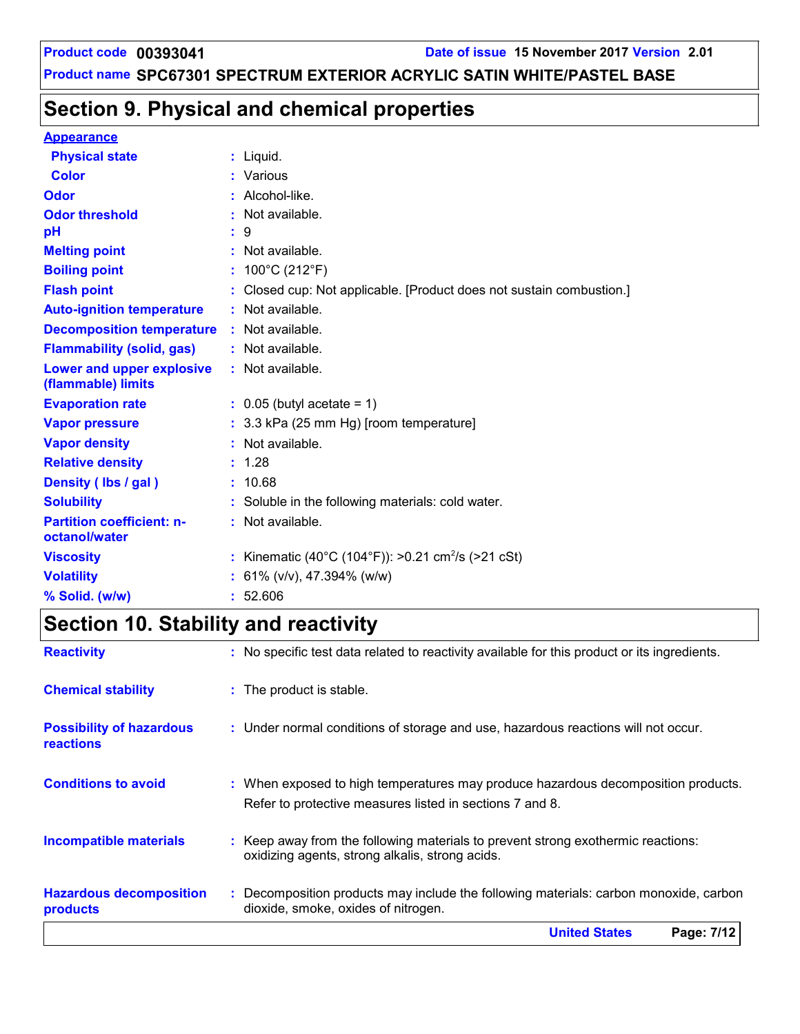## Section 9. Physical and chemical properties

**Appearance**

| Property | Value |
|---|---|
| Physical state | Liquid. |
| Color | Various |
| Odor | Alcohol-like. |
| Odor threshold | Not available. |
| pH | 9 |
| Melting point | Not available. |
| Boiling point | 100°C (212°F) |
| Flash point | Closed cup: Not applicable. [Product does not sustain combustion.] |
| Auto-ignition temperature | Not available. |
| Decomposition temperature | Not available. |
| Flammability (solid, gas) | Not available. |
| Lower and upper explosive (flammable) limits | Not available. |
| Evaporation rate | 0.05 (butyl acetate = 1) |
| Vapor pressure | 3.3 kPa (25 mm Hg) [room temperature] |
| Vapor density | Not available. |
| Relative density | 1.28 |
| Density ( lbs / gal ) | 10.68 |
| Solubility | Soluble in the following materials: cold water. |
| Partition coefficient: n-octanol/water | Not available. |
| Viscosity | Kinematic (40°C (104°F)): >0.21 $cm^2/s$ (>21 cSt) |
| Volatility | 61% (v/v), 47.394% (w/w) |
| % Solid. (w/w) | 52.606 |

## Section 10. Stability and reactivity

**Reactivity** : No specific test data related to reactivity available for this product or its ingredients.

**Chemical stability** : The product is stable.

**Possibility of hazardous reactions** : Under normal conditions of storage and use, hazardous reactions will not occur.

**Conditions to avoid** : When exposed to high temperatures may produce hazardous decomposition products. Refer to protective measures listed in sections 7 and 8.

**Incompatible materials** : Keep away from the following materials to prevent strong exothermic reactions: oxidizing agents, strong alkalis, strong acids.

**Hazardous decomposition products** : Decomposition products may include the following materials: carbon monoxide, carbon dioxide, smoke, oxides of nitrogen.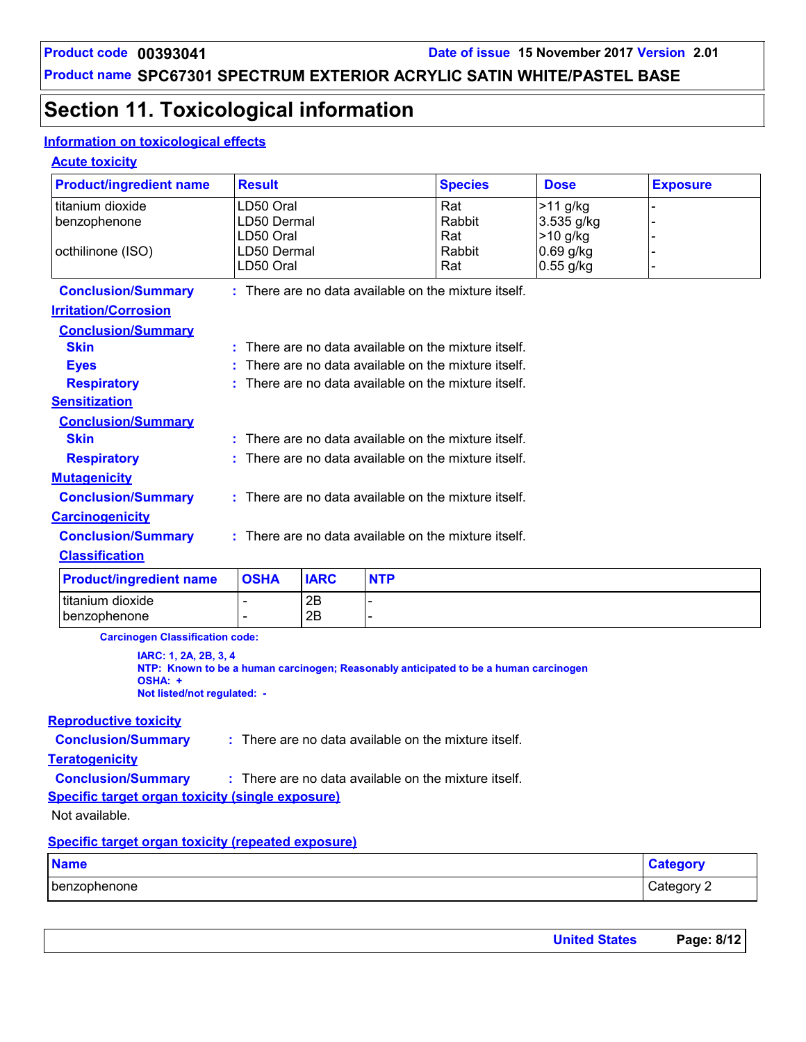# Section 11. Toxicological information

## Information on toxicological effects

### Acute toxicity

| Product/ingredient name | Result | Species | Dose | Exposure |
|---|---|---|---|---|
| titanium dioxide | LD50 Oral | Rat | >11 g/kg | - |
| benzophenone | LD50 Dermal | Rabbit | 3.535 g/kg | - |
| | LD50 Oral | Rat | >10 g/kg | - |
| octhilinone (ISO) | LD50 Dermal | Rabbit | 0.69 g/kg | - |
| | LD50 Oral | Rat | 0.55 g/kg | - |

**Conclusion/Summary** : There are no data available on the mixture itself.

### Irritation/Corrosion

**Conclusion/Summary**

**Skin** : There are no data available on the mixture itself.

**Eyes** : There are no data available on the mixture itself.

**Respiratory** : There are no data available on the mixture itself.

### Sensitization

**Conclusion/Summary**

**Skin** : There are no data available on the mixture itself.

**Respiratory** : There are no data available on the mixture itself.

### Mutagenicity

**Conclusion/Summary** : There are no data available on the mixture itself.

### Carcinogenicity

**Conclusion/Summary** : There are no data available on the mixture itself.

**Classification**

| Product/ingredient name | OSHA | IARC | NTP |
|---|---|---|---|
| titanium dioxide | - | 2B | - |
| benzophenone | - | 2B | - |

**Carcinogen Classification code:**

**IARC: 1, 2A, 2B, 3, 4**
**NTP: Known to be a human carcinogen; Reasonably anticipated to be a human carcinogen**
**OSHA: +**
**Not listed/not regulated: -**

### Reproductive toxicity

**Conclusion/Summary** : There are no data available on the mixture itself.

### Teratogenicity

**Conclusion/Summary** : There are no data available on the mixture itself.

### Specific target organ toxicity (single exposure)

Not available.

### Specific target organ toxicity (repeated exposure)

| Name | Category |
|---|---|
| benzophenone | Category 2 |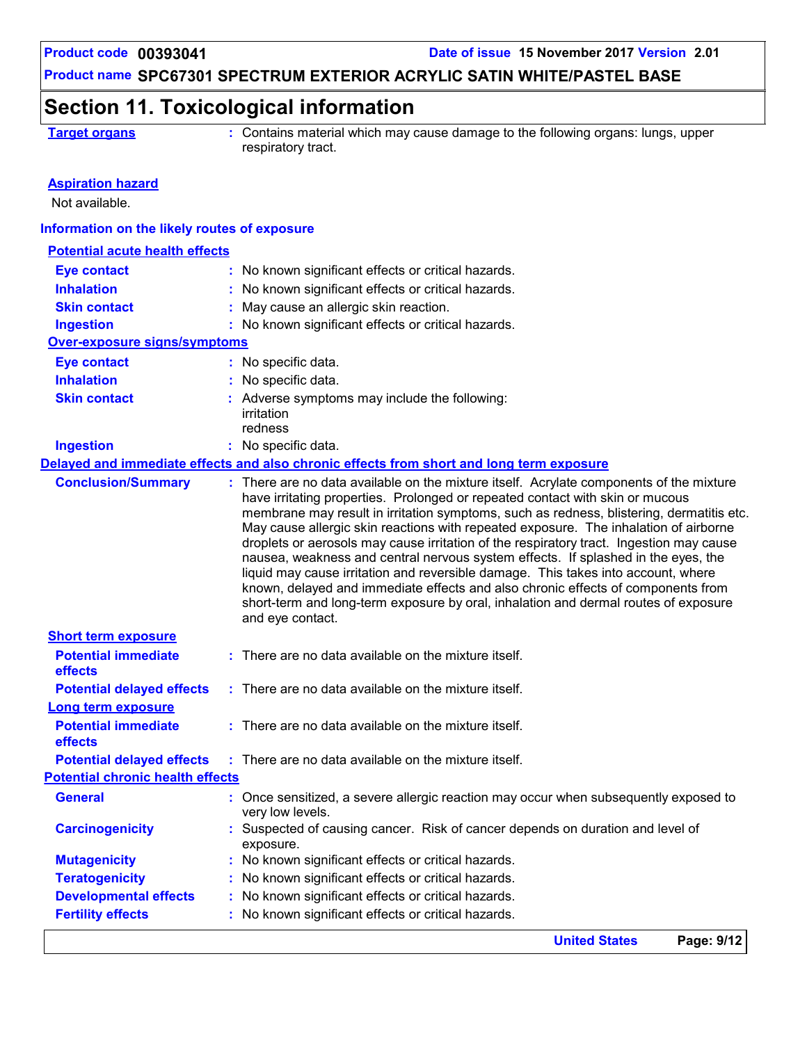## Section 11. Toxicological information

**Target organs** : Contains material which may cause damage to the following organs: lungs, upper respiratory tract.

**Aspiration hazard**

Not available.

### Information on the likely routes of exposure

**Potential acute health effects**

| | |
|---|---|
| **Eye contact** | No known significant effects or critical hazards. |
| **Inhalation** | No known significant effects or critical hazards. |
| **Skin contact** | May cause an allergic skin reaction. |
| **Ingestion** | No known significant effects or critical hazards. |

**Over-exposure signs/symptoms**

| | |
|---|---|
| **Eye contact** | No specific data. |
| **Inhalation** | No specific data. |
| **Skin contact** | Adverse symptoms may include the following: irritation redness |
| **Ingestion** | No specific data. |

**Delayed and immediate effects and also chronic effects from short and long term exposure**

**Conclusion/Summary** : There are no data available on the mixture itself. Acrylate components of the mixture have irritating properties. Prolonged or repeated contact with skin or mucous membrane may result in irritation symptoms, such as redness, blistering, dermatitis etc. May cause allergic skin reactions with repeated exposure. The inhalation of airborne droplets or aerosols may cause irritation of the respiratory tract. Ingestion may cause nausea, weakness and central nervous system effects. If splashed in the eyes, the liquid may cause irritation and reversible damage. This takes into account, where known, delayed and immediate effects and also chronic effects of components from short-term and long-term exposure by oral, inhalation and dermal routes of exposure and eye contact.

**Short term exposure**

| | |
|---|---|
| **Potential immediate effects** | There are no data available on the mixture itself. |
| **Potential delayed effects** | There are no data available on the mixture itself. |

**Long term exposure**

| | |
|---|---|
| **Potential immediate effects** | There are no data available on the mixture itself. |
| **Potential delayed effects** | There are no data available on the mixture itself. |

**Potential chronic health effects**

| | |
|---|---|
| **General** | Once sensitized, a severe allergic reaction may occur when subsequently exposed to very low levels. |
| **Carcinogenicity** | Suspected of causing cancer. Risk of cancer depends on duration and level of exposure. |
| **Mutagenicity** | No known significant effects or critical hazards. |
| **Teratogenicity** | No known significant effects or critical hazards. |
| **Developmental effects** | No known significant effects or critical hazards. |
| **Fertility effects** | No known significant effects or critical hazards. |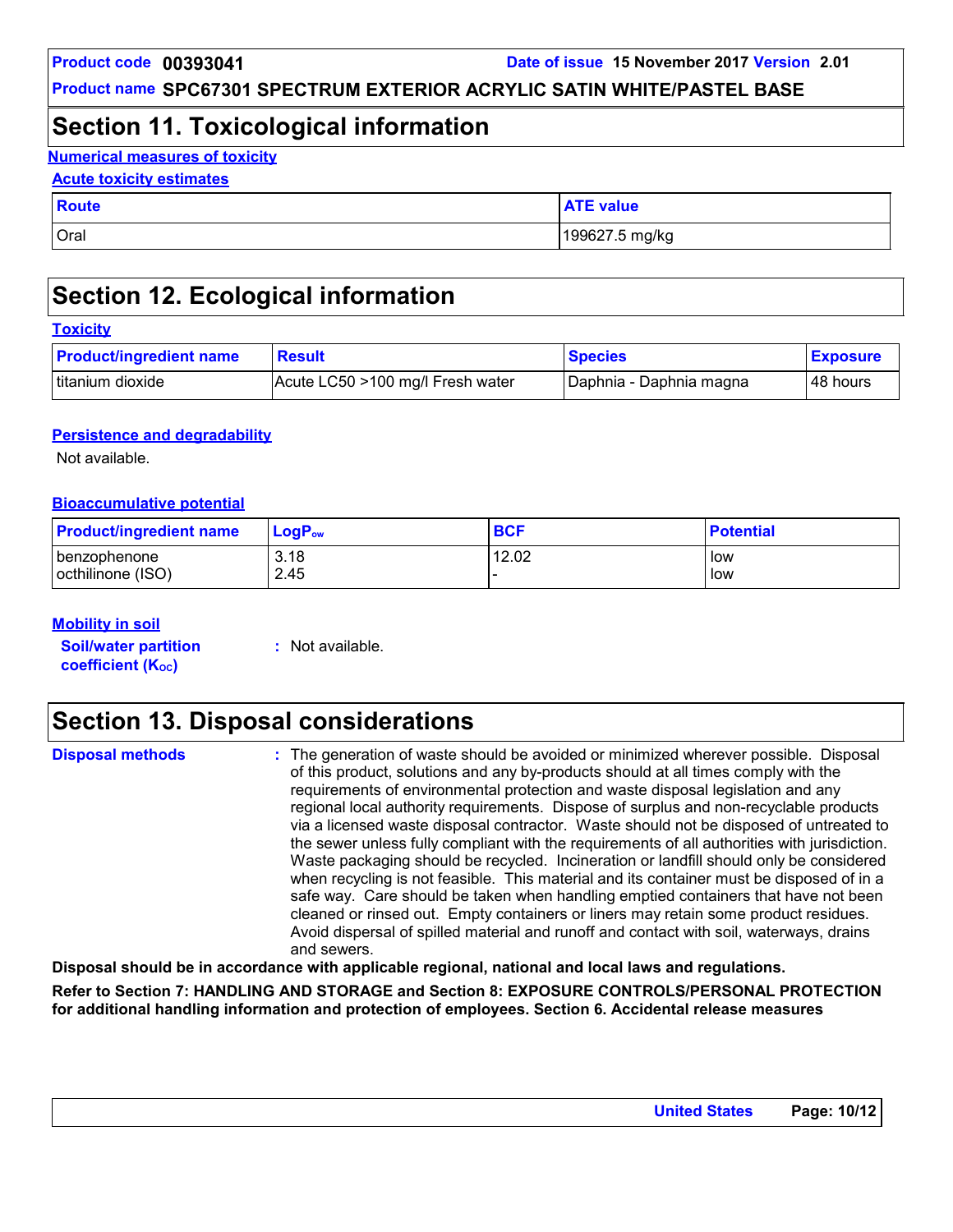# Section 11. Toxicological information

**Numerical measures of toxicity**

**Acute toxicity estimates**

| Route | ATE value |
| --- | --- |
| Oral | 199627.5 mg/kg |

# Section 12. Ecological information

**Toxicity**

| Product/ingredient name | Result | Species | Exposure |
| --- | --- | --- | --- |
| titanium dioxide | Acute LC50 >100 mg/l Fresh water | Daphnia - Daphnia magna | 48 hours |

**Persistence and degradability**

Not available.

**Bioaccumulative potential**

| Product/ingredient name | $LogP_{ow}$ | BCF | Potential |
| --- | --- | --- | --- |
| benzophenone | 3.18 | 12.02 | low |
| octhilinone (ISO) | 2.45 | - | low |

**Mobility in soil**

**Soil/water partition coefficient ($K_{OC}$)** : Not available.

# Section 13. Disposal considerations

**Disposal methods** : The generation of waste should be avoided or minimized wherever possible. Disposal of this product, solutions and any by-products should at all times comply with the requirements of environmental protection and waste disposal legislation and any regional local authority requirements. Dispose of surplus and non-recyclable products via a licensed waste disposal contractor. Waste should not be disposed of untreated to the sewer unless fully compliant with the requirements of all authorities with jurisdiction. Waste packaging should be recycled. Incineration or landfill should only be considered when recycling is not feasible. This material and its container must be disposed of in a safe way. Care should be taken when handling emptied containers that have not been cleaned or rinsed out. Empty containers or liners may retain some product residues. Avoid dispersal of spilled material and runoff and contact with soil, waterways, drains and sewers.

**Disposal should be in accordance with applicable regional, national and local laws and regulations.**

**Refer to Section 7: HANDLING AND STORAGE and Section 8: EXPOSURE CONTROLS/PERSONAL PROTECTION for additional handling information and protection of employees. Section 6. Accidental release measures**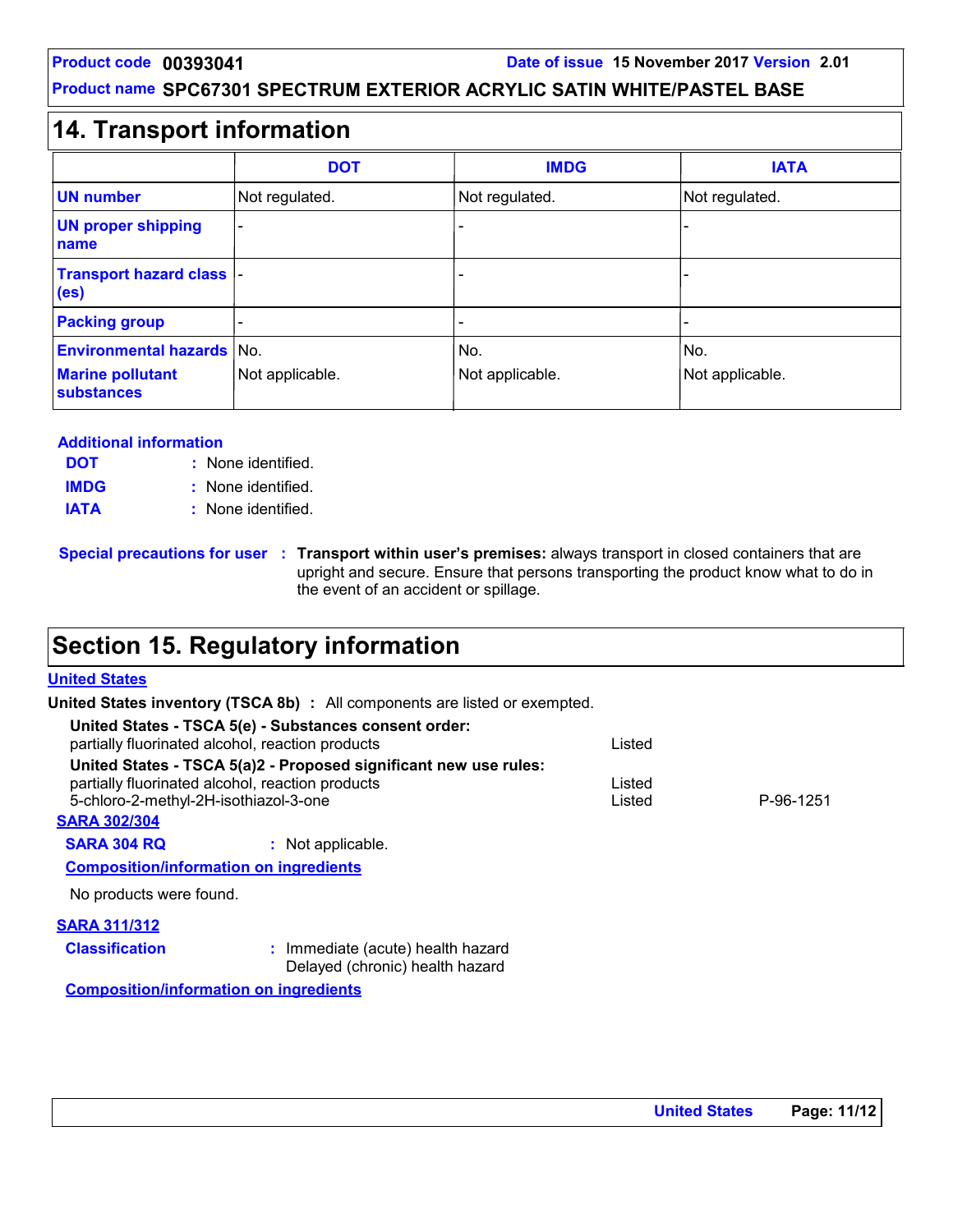## 14. Transport information

| | DOT | IMDG | IATA |
|---|---|---|---|
| **UN number** | Not regulated. | Not regulated. | Not regulated. |
| **UN proper shipping name** | - | - | - |
| **Transport hazard class (es)** | - | - | - |
| **Packing group** | - | - | - |
| **Environmental hazards** | No. | No. | No. |
| **Marine pollutant substances** | Not applicable. | Not applicable. | Not applicable. |

**Additional information**

**DOT** : None identified.

**IMDG** : None identified.

**IATA** : None identified.

**Special precautions for user** : **Transport within user's premises:** always transport in closed containers that are upright and secure. Ensure that persons transporting the product know what to do in the event of an accident or spillage.

## Section 15. Regulatory information

**United States**

**United States inventory (TSCA 8b)** : All components are listed or exempted.

**United States - TSCA 5(e) - Substances consent order:**

| | | |
|---|---|---|
| partially fluorinated alcohol, reaction products | Listed | |

**United States - TSCA 5(a)2 - Proposed significant new use rules:**

| | | |
|---|---|---|
| partially fluorinated alcohol, reaction products | Listed | |
| 5-chloro-2-methyl-2H-isothiazol-3-one | Listed | P-96-1251 |

**SARA 302/304**

**SARA 304 RQ** : Not applicable.

**Composition/information on ingredients**

No products were found.

**SARA 311/312**

**Classification** : Immediate (acute) health hazard
Delayed (chronic) health hazard

**Composition/information on ingredients**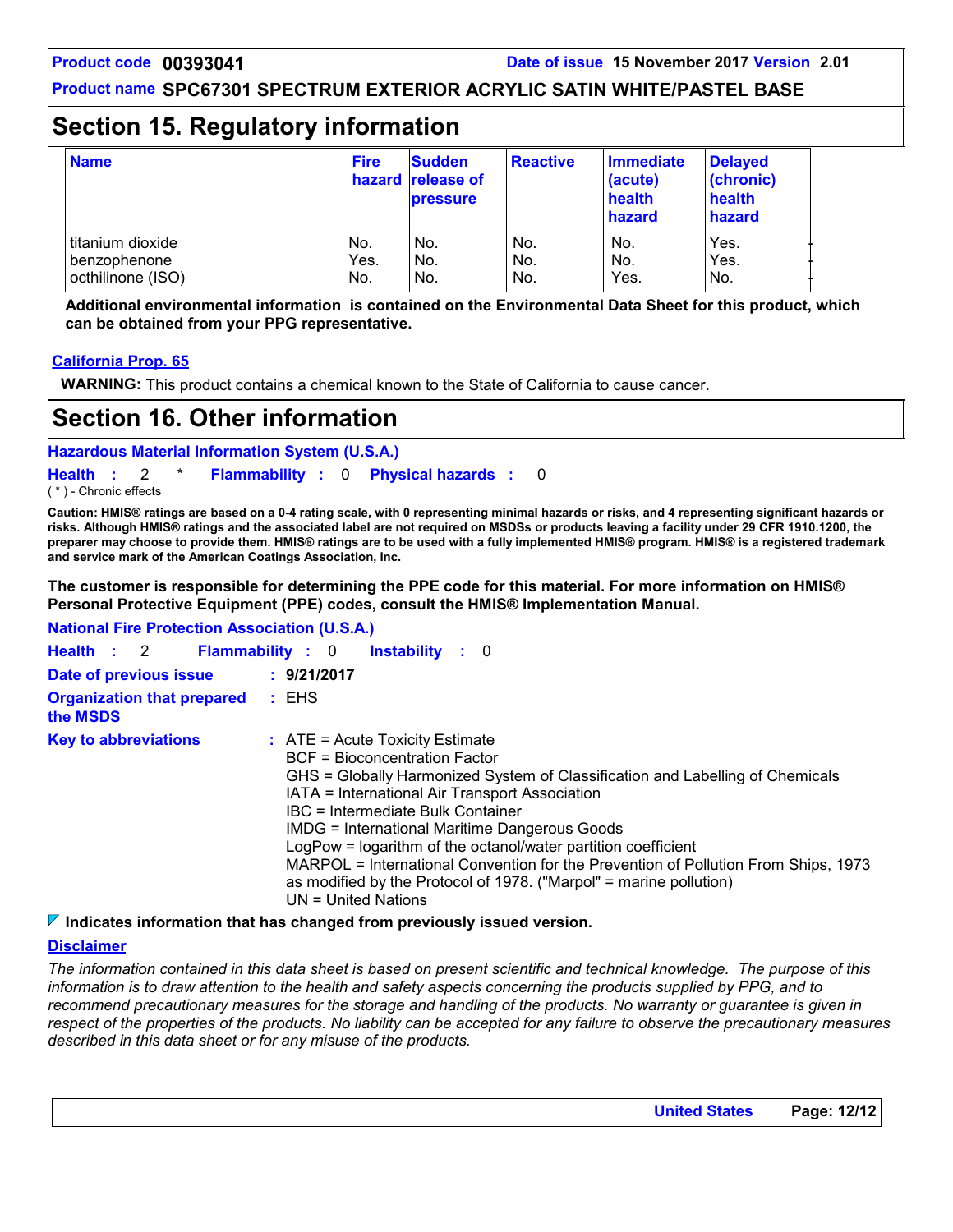## Section 15. Regulatory information

| Name | Fire hazard | Sudden release of pressure | Reactive | Immediate (acute) health hazard | Delayed (chronic) health hazard |
|---|---|---|---|---|---|
| titanium dioxide | No. | No. | No. | No. | Yes. |
| benzophenone | Yes. | No. | No. | No. | Yes. |
| octhilinone (ISO) | No. | No. | No. | Yes. | No. |

**Additional environmental information is contained on the Environmental Data Sheet for this product, which can be obtained from your PPG representative.**

**California Prop. 65**

**WARNING:** This product contains a chemical known to the State of California to cause cancer.

## Section 16. Other information

**Hazardous Material Information System (U.S.A.)**

**Health :** 2 * **Flammability :** 0 **Physical hazards :** 0

( * ) - Chronic effects

**Caution: HMIS® ratings are based on a 0-4 rating scale, with 0 representing minimal hazards or risks, and 4 representing significant hazards or risks. Although HMIS® ratings and the associated label are not required on MSDSs or products leaving a facility under 29 CFR 1910.1200, the preparer may choose to provide them. HMIS® ratings are to be used with a fully implemented HMIS® program. HMIS® is a registered trademark and service mark of the American Coatings Association, Inc.**

**The customer is responsible for determining the PPE code for this material. For more information on HMIS® Personal Protective Equipment (PPE) codes, consult the HMIS® Implementation Manual.**

**National Fire Protection Association (U.S.A.)**

**Health :** 2 **Flammability :** 0 **Instability :** 0

**Date of previous issue** : **9/21/2017**

**Organization that prepared the MSDS** : EHS

**Key to abbreviations** :
ATE = Acute Toxicity Estimate
BCF = Bioconcentration Factor
GHS = Globally Harmonized System of Classification and Labelling of Chemicals
IATA = International Air Transport Association
IBC = Intermediate Bulk Container
IMDG = International Maritime Dangerous Goods
LogPow = logarithm of the octanol/water partition coefficient
MARPOL = International Convention for the Prevention of Pollution From Ships, 1973 as modified by the Protocol of 1978. ("Marpol" = marine pollution)
UN = United Nations

**Indicates information that has changed from previously issued version.**

**Disclaimer**

*The information contained in this data sheet is based on present scientific and technical knowledge. The purpose of this information is to draw attention to the health and safety aspects concerning the products supplied by PPG, and to recommend precautionary measures for the storage and handling of the products. No warranty or guarantee is given in respect of the properties of the products. No liability can be accepted for any failure to observe the precautionary measures described in this data sheet or for any misuse of the products.*